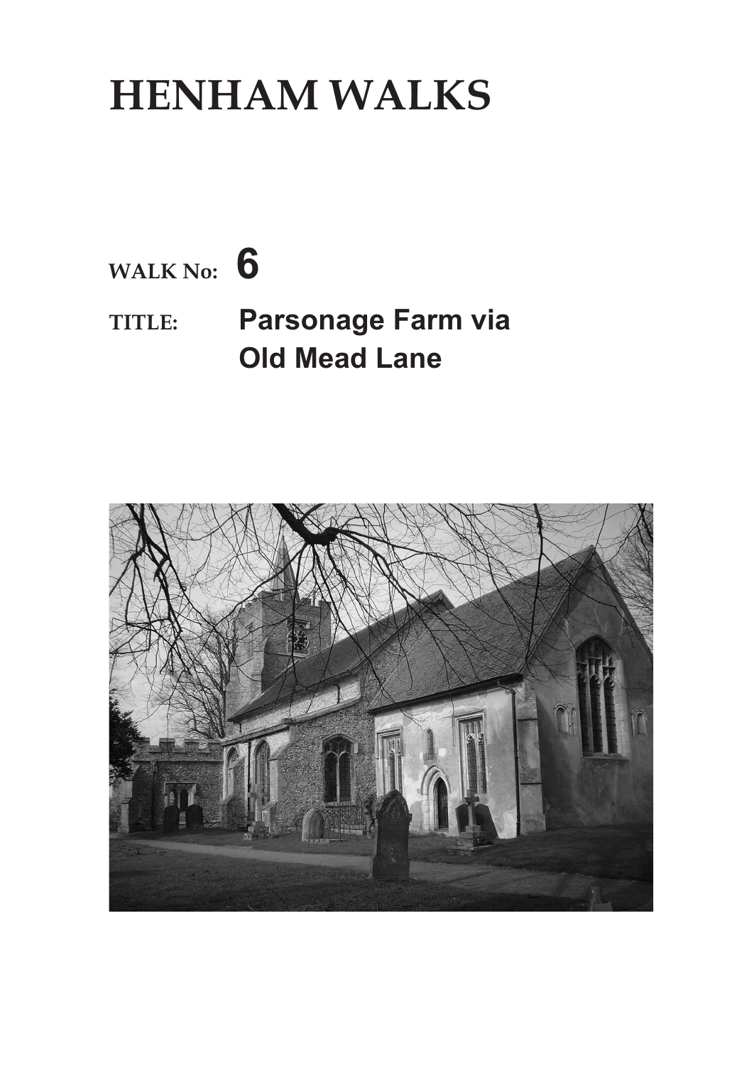# HENHAM WALKS

**WALK No:** **6**

**TITLE:** **Parsonage Farm via Old Mead Lane**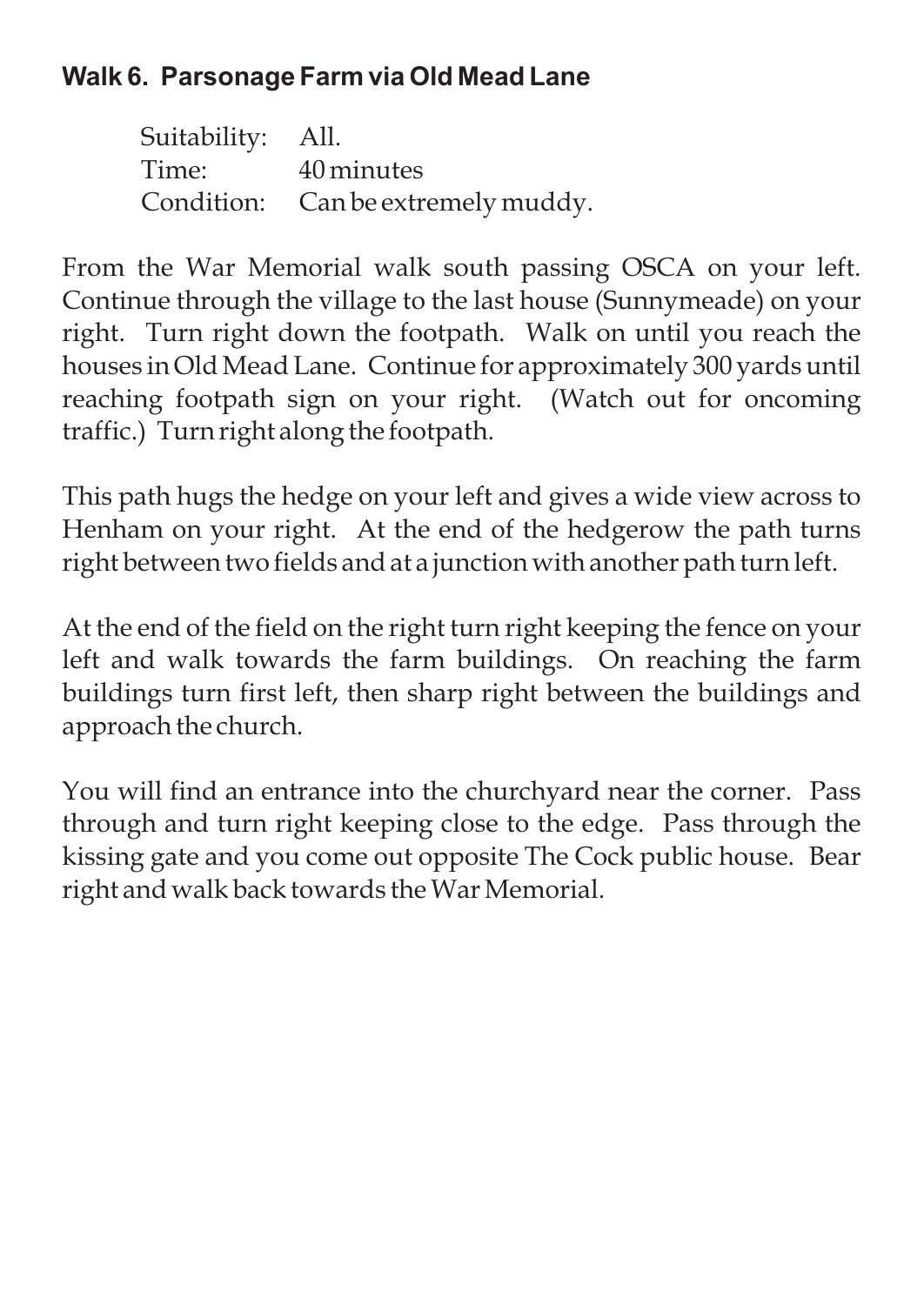## Walk 6. Parsonage Farm via Old Mead Lane

Suitability: All.
Time: 40 minutes
Condition: Can be extremely muddy.

From the War Memorial walk south passing OSCA on your left. Continue through the village to the last house (Sunnymeade) on your right. Turn right down the footpath. Walk on until you reach the houses in Old Mead Lane. Continue for approximately 300 yards until reaching footpath sign on your right. (Watch out for oncoming traffic.) Turn right along the footpath.

This path hugs the hedge on your left and gives a wide view across to Henham on your right. At the end of the hedgerow the path turns right between two fields and at a junction with another path turn left.

At the end of the field on the right turn right keeping the fence on your left and walk towards the farm buildings. On reaching the farm buildings turn first left, then sharp right between the buildings and approach the church.

You will find an entrance into the churchyard near the corner. Pass through and turn right keeping close to the edge. Pass through the kissing gate and you come out opposite The Cock public house. Bear right and walk back towards the War Memorial.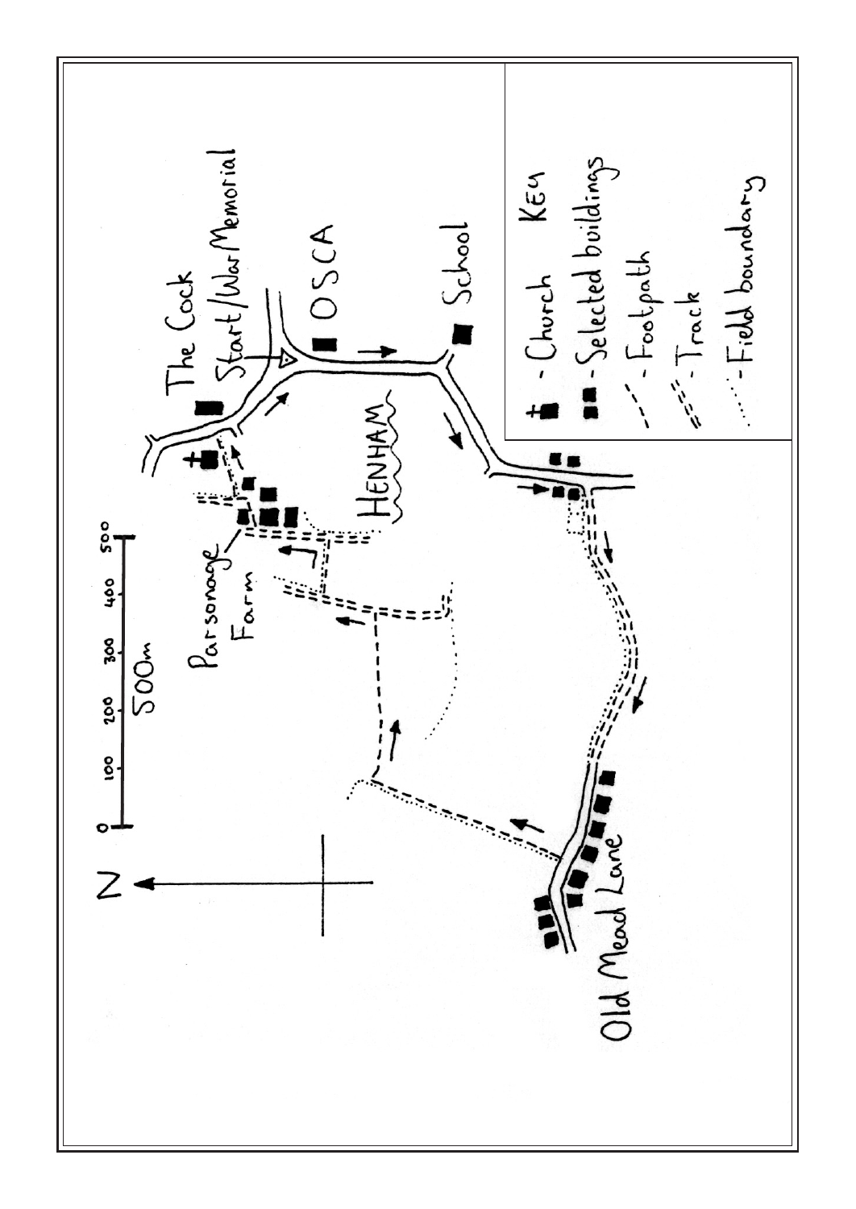The Cock

Start/War Memorial

OSCA

School

HENHAM

Parsonage Farm

Old Mead Lane

N

0 100 200 300 400 500

500m

KEY

- Church
- Selected buildings
- Footpath
- Track
- Field boundary